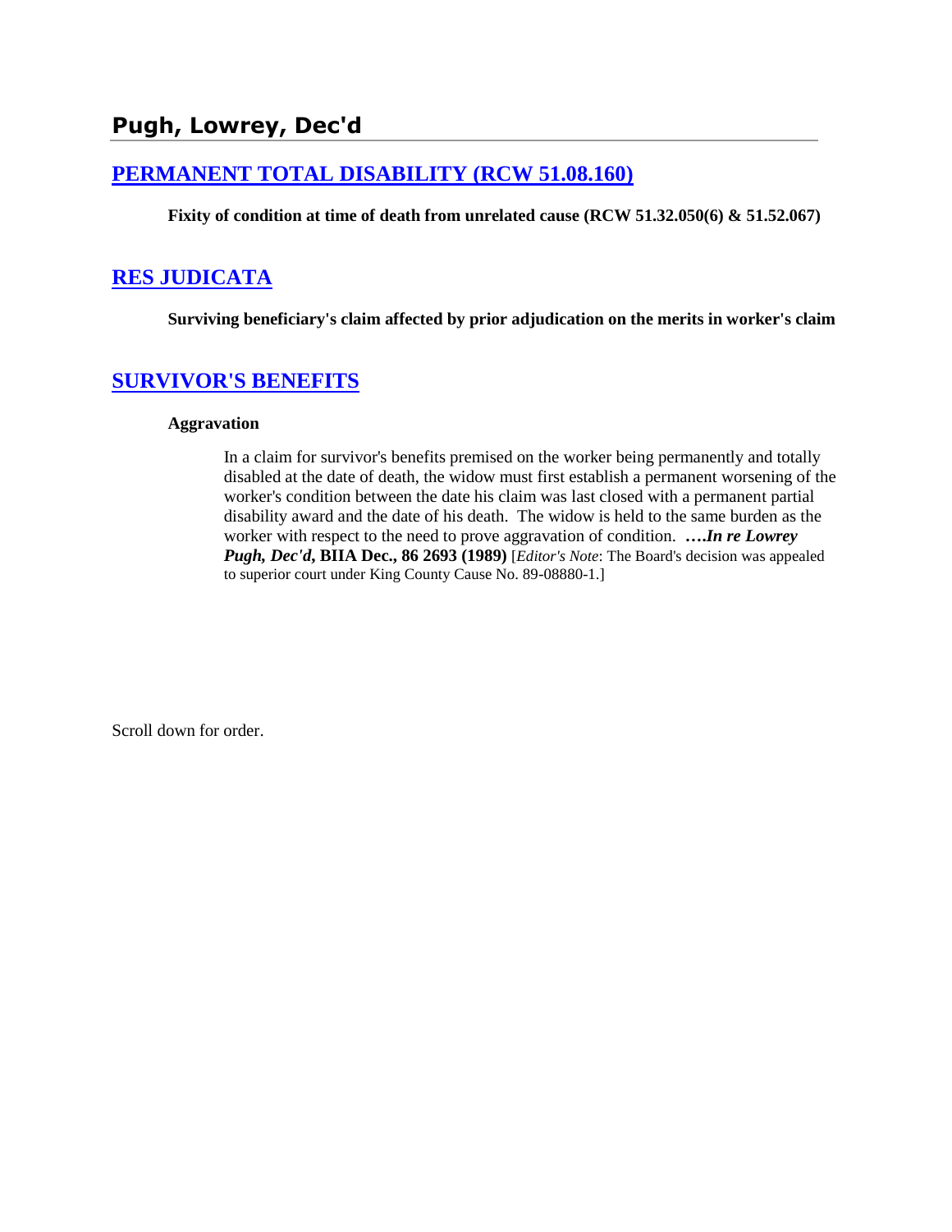## Pugh, Lowrey, Dec'd

## PERMANENT TOTAL DISABILITY (RCW 51.08.160)

**Fixity of condition at time of death from unrelated cause (RCW 51.32.050(6) & 51.52.067)**

## RES JUDICATA

**Surviving beneficiary's claim affected by prior adjudication on the merits in worker's claim**

## SURVIVOR'S BENEFITS

**Aggravation**

In a claim for survivor's benefits premised on the worker being permanently and totally disabled at the date of death, the widow must first establish a permanent worsening of the worker's condition between the date his claim was last closed with a permanent partial disability award and the date of his death. The widow is held to the same burden as the worker with respect to the need to prove aggravation of condition. **….*In re Lowrey Pugh, Dec'd*, BIIA Dec., 86 2693 (1989)** [*Editor's Note*: The Board's decision was appealed to superior court under King County Cause No. 89-08880-1.]

Scroll down for order.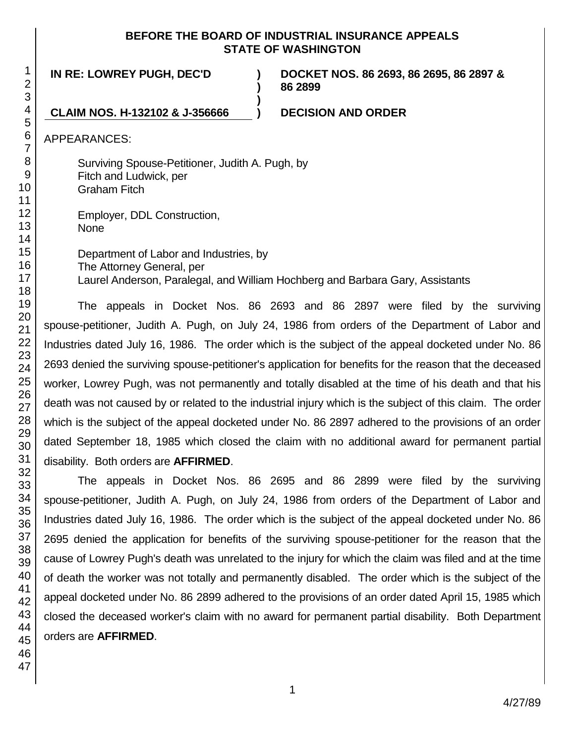**BEFORE THE BOARD OF INDUSTRIAL INSURANCE APPEALS STATE OF WASHINGTON**

| | | |
|---|---|---|
| **IN RE: LOWREY PUGH, DEC'D** | **)** | **DOCKET NOS. 86 2693, 86 2695, 86 2897 & 86 2899** |
| | **)** | |
| | **)** | |
| **CLAIM NOS. H-132102 & J-356666** | **)** | **DECISION AND ORDER** |

APPEARANCES:

Surviving Spouse-Petitioner, Judith A. Pugh, by
Fitch and Ludwick, per
Graham Fitch

Employer, DDL Construction,
None

Department of Labor and Industries, by
The Attorney General, per
Laurel Anderson, Paralegal, and William Hochberg and Barbara Gary, Assistants

The appeals in Docket Nos. 86 2693 and 86 2897 were filed by the surviving spouse-petitioner, Judith A. Pugh, on July 24, 1986 from orders of the Department of Labor and Industries dated July 16, 1986. The order which is the subject of the appeal docketed under No. 86 2693 denied the surviving spouse-petitioner's application for benefits for the reason that the deceased worker, Lowrey Pugh, was not permanently and totally disabled at the time of his death and that his death was not caused by or related to the industrial injury which is the subject of this claim. The order which is the subject of the appeal docketed under No. 86 2897 adhered to the provisions of an order dated September 18, 1985 which closed the claim with no additional award for permanent partial disability. Both orders are **AFFIRMED**.

The appeals in Docket Nos. 86 2695 and 86 2899 were filed by the surviving spouse-petitioner, Judith A. Pugh, on July 24, 1986 from orders of the Department of Labor and Industries dated July 16, 1986. The order which is the subject of the appeal docketed under No. 86 2695 denied the application for benefits of the surviving spouse-petitioner for the reason that the cause of Lowrey Pugh's death was unrelated to the injury for which the claim was filed and at the time of death the worker was not totally and permanently disabled. The order which is the subject of the appeal docketed under No. 86 2899 adhered to the provisions of an order dated April 15, 1985 which closed the deceased worker's claim with no award for permanent partial disability. Both Department orders are **AFFIRMED**.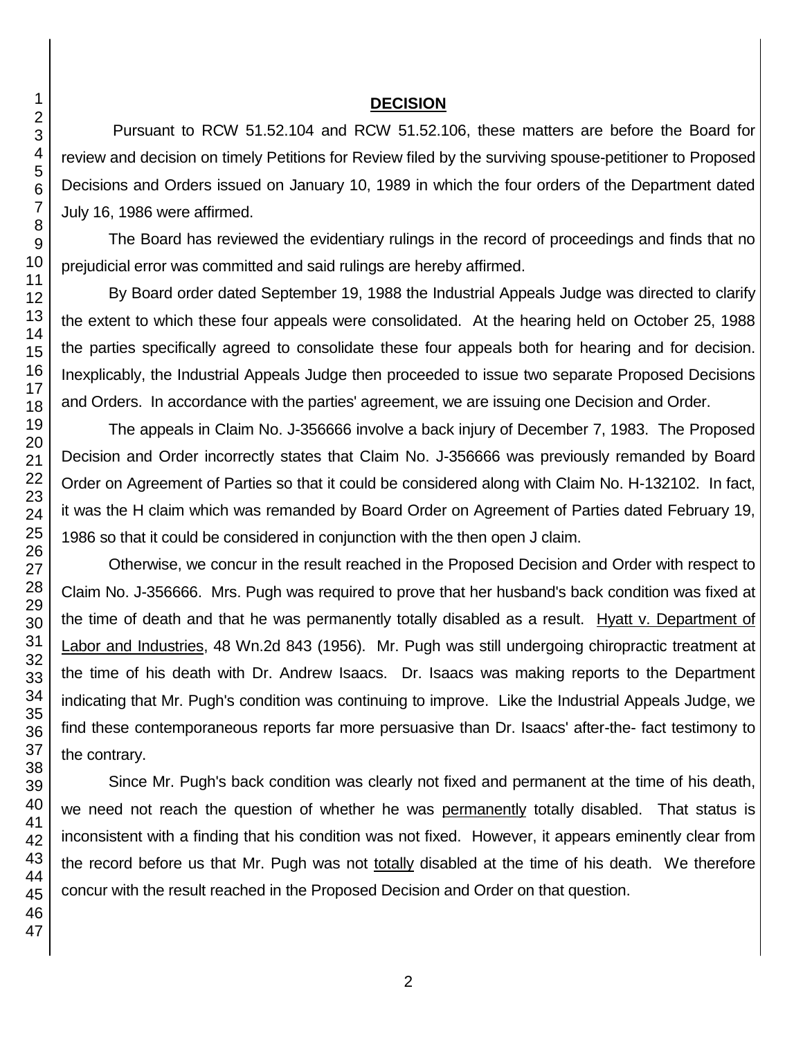## DECISION

Pursuant to RCW 51.52.104 and RCW 51.52.106, these matters are before the Board for review and decision on timely Petitions for Review filed by the surviving spouse-petitioner to Proposed Decisions and Orders issued on January 10, 1989 in which the four orders of the Department dated July 16, 1986 were affirmed.

The Board has reviewed the evidentiary rulings in the record of proceedings and finds that no prejudicial error was committed and said rulings are hereby affirmed.

By Board order dated September 19, 1988 the Industrial Appeals Judge was directed to clarify the extent to which these four appeals were consolidated. At the hearing held on October 25, 1988 the parties specifically agreed to consolidate these four appeals both for hearing and for decision. Inexplicably, the Industrial Appeals Judge then proceeded to issue two separate Proposed Decisions and Orders. In accordance with the parties' agreement, we are issuing one Decision and Order.

The appeals in Claim No. J-356666 involve a back injury of December 7, 1983. The Proposed Decision and Order incorrectly states that Claim No. J-356666 was previously remanded by Board Order on Agreement of Parties so that it could be considered along with Claim No. H-132102. In fact, it was the H claim which was remanded by Board Order on Agreement of Parties dated February 19, 1986 so that it could be considered in conjunction with the then open J claim.

Otherwise, we concur in the result reached in the Proposed Decision and Order with respect to Claim No. J-356666. Mrs. Pugh was required to prove that her husband's back condition was fixed at the time of death and that he was permanently totally disabled as a result. Hyatt v. Department of Labor and Industries, 48 Wn.2d 843 (1956). Mr. Pugh was still undergoing chiropractic treatment at the time of his death with Dr. Andrew Isaacs. Dr. Isaacs was making reports to the Department indicating that Mr. Pugh's condition was continuing to improve. Like the Industrial Appeals Judge, we find these contemporaneous reports far more persuasive than Dr. Isaacs' after-the- fact testimony to the contrary.

Since Mr. Pugh's back condition was clearly not fixed and permanent at the time of his death, we need not reach the question of whether he was permanently totally disabled. That status is inconsistent with a finding that his condition was not fixed. However, it appears eminently clear from the record before us that Mr. Pugh was not totally disabled at the time of his death. We therefore concur with the result reached in the Proposed Decision and Order on that question.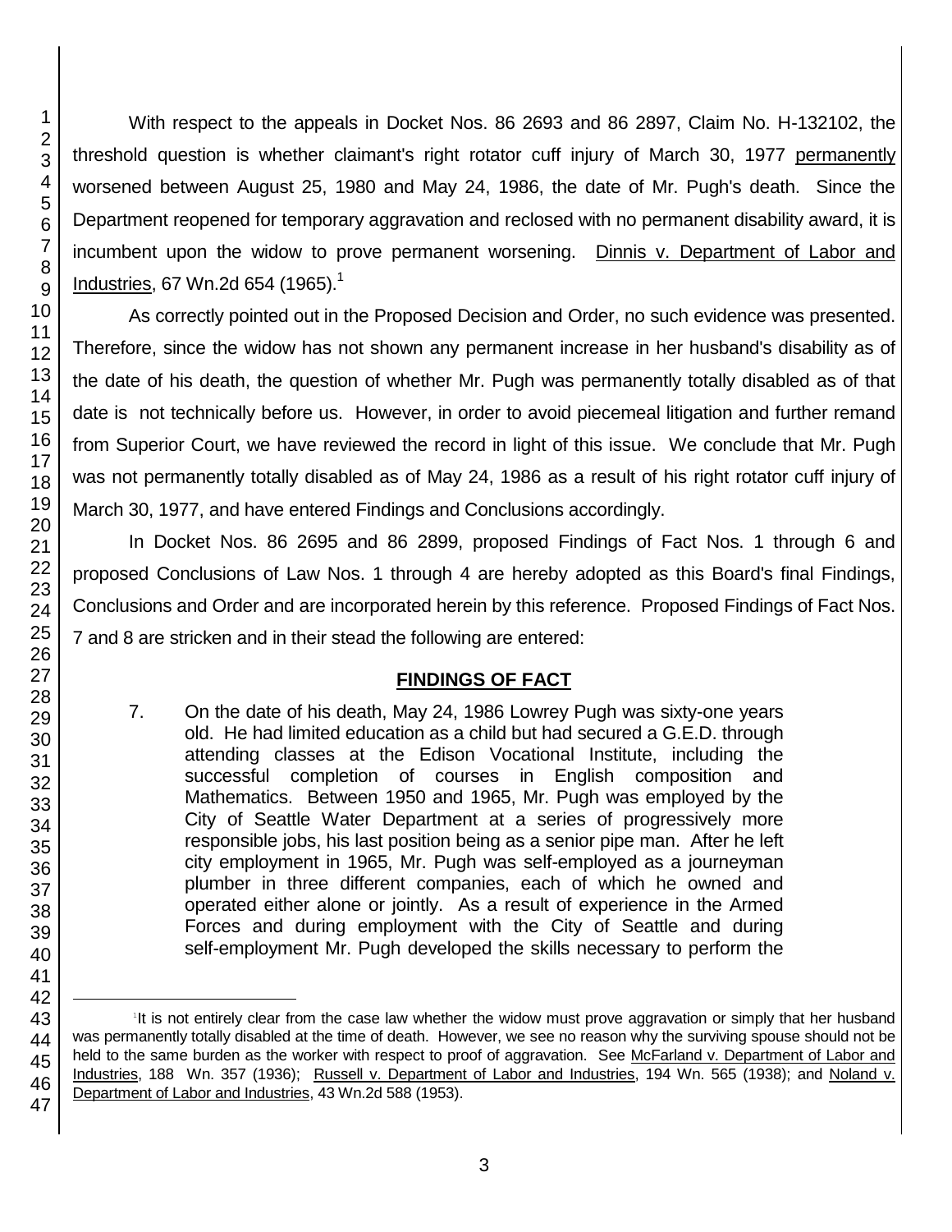With respect to the appeals in Docket Nos. 86 2693 and 86 2897, Claim No. H-132102, the threshold question is whether claimant's right rotator cuff injury of March 30, 1977 permanently worsened between August 25, 1980 and May 24, 1986, the date of Mr. Pugh's death. Since the Department reopened for temporary aggravation and reclosed with no permanent disability award, it is incumbent upon the widow to prove permanent worsening. Dinnis v. Department of Labor and Industries, 67 Wn.2d 654 (1965).[1]

As correctly pointed out in the Proposed Decision and Order, no such evidence was presented. Therefore, since the widow has not shown any permanent increase in her husband's disability as of the date of his death, the question of whether Mr. Pugh was permanently totally disabled as of that date is not technically before us. However, in order to avoid piecemeal litigation and further remand from Superior Court, we have reviewed the record in light of this issue. We conclude that Mr. Pugh was not permanently totally disabled as of May 24, 1986 as a result of his right rotator cuff injury of March 30, 1977, and have entered Findings and Conclusions accordingly.

In Docket Nos. 86 2695 and 86 2899, proposed Findings of Fact Nos. 1 through 6 and proposed Conclusions of Law Nos. 1 through 4 are hereby adopted as this Board's final Findings, Conclusions and Order and are incorporated herein by this reference. Proposed Findings of Fact Nos. 7 and 8 are stricken and in their stead the following are entered:

## FINDINGS OF FACT

7. On the date of his death, May 24, 1986 Lowrey Pugh was sixty-one years old. He had limited education as a child but had secured a G.E.D. through attending classes at the Edison Vocational Institute, including the successful completion of courses in English composition and Mathematics. Between 1950 and 1965, Mr. Pugh was employed by the City of Seattle Water Department at a series of progressively more responsible jobs, his last position being as a senior pipe man. After he left city employment in 1965, Mr. Pugh was self-employed as a journeyman plumber in three different companies, each of which he owned and operated either alone or jointly. As a result of experience in the Armed Forces and during employment with the City of Seattle and during self-employment Mr. Pugh developed the skills necessary to perform the

---

[1] It is not entirely clear from the case law whether the widow must prove aggravation or simply that her husband was permanently totally disabled at the time of death. However, we see no reason why the surviving spouse should not be held to the same burden as the worker with respect to proof of aggravation. See McFarland v. Department of Labor and Industries, 188 Wn. 357 (1936); Russell v. Department of Labor and Industries, 194 Wn. 565 (1938); and Noland v. Department of Labor and Industries, 43 Wn.2d 588 (1953).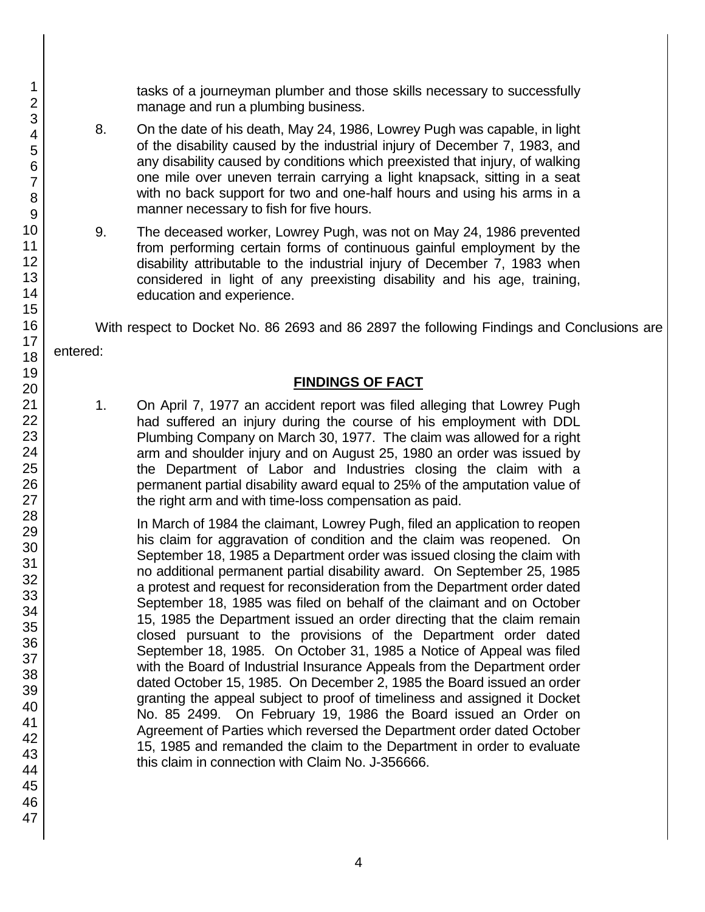tasks of a journeyman plumber and those skills necessary to successfully manage and run a plumbing business.

8. On the date of his death, May 24, 1986, Lowrey Pugh was capable, in light of the disability caused by the industrial injury of December 7, 1983, and any disability caused by conditions which preexisted that injury, of walking one mile over uneven terrain carrying a light knapsack, sitting in a seat with no back support for two and one-half hours and using his arms in a manner necessary to fish for five hours.

9. The deceased worker, Lowrey Pugh, was not on May 24, 1986 prevented from performing certain forms of continuous gainful employment by the disability attributable to the industrial injury of December 7, 1983 when considered in light of any preexisting disability and his age, training, education and experience.

With respect to Docket No. 86 2693 and 86 2897 the following Findings and Conclusions are entered:

## FINDINGS OF FACT

1. On April 7, 1977 an accident report was filed alleging that Lowrey Pugh had suffered an injury during the course of his employment with DDL Plumbing Company on March 30, 1977. The claim was allowed for a right arm and shoulder injury and on August 25, 1980 an order was issued by the Department of Labor and Industries closing the claim with a permanent partial disability award equal to 25% of the amputation value of the right arm and with time-loss compensation as paid.

   In March of 1984 the claimant, Lowrey Pugh, filed an application to reopen his claim for aggravation of condition and the claim was reopened. On September 18, 1985 a Department order was issued closing the claim with no additional permanent partial disability award. On September 25, 1985 a protest and request for reconsideration from the Department order dated September 18, 1985 was filed on behalf of the claimant and on October 15, 1985 the Department issued an order directing that the claim remain closed pursuant to the provisions of the Department order dated September 18, 1985. On October 31, 1985 a Notice of Appeal was filed with the Board of Industrial Insurance Appeals from the Department order dated October 15, 1985. On December 2, 1985 the Board issued an order granting the appeal subject to proof of timeliness and assigned it Docket No. 85 2499. On February 19, 1986 the Board issued an Order on Agreement of Parties which reversed the Department order dated October 15, 1985 and remanded the claim to the Department in order to evaluate this claim in connection with Claim No. J-356666.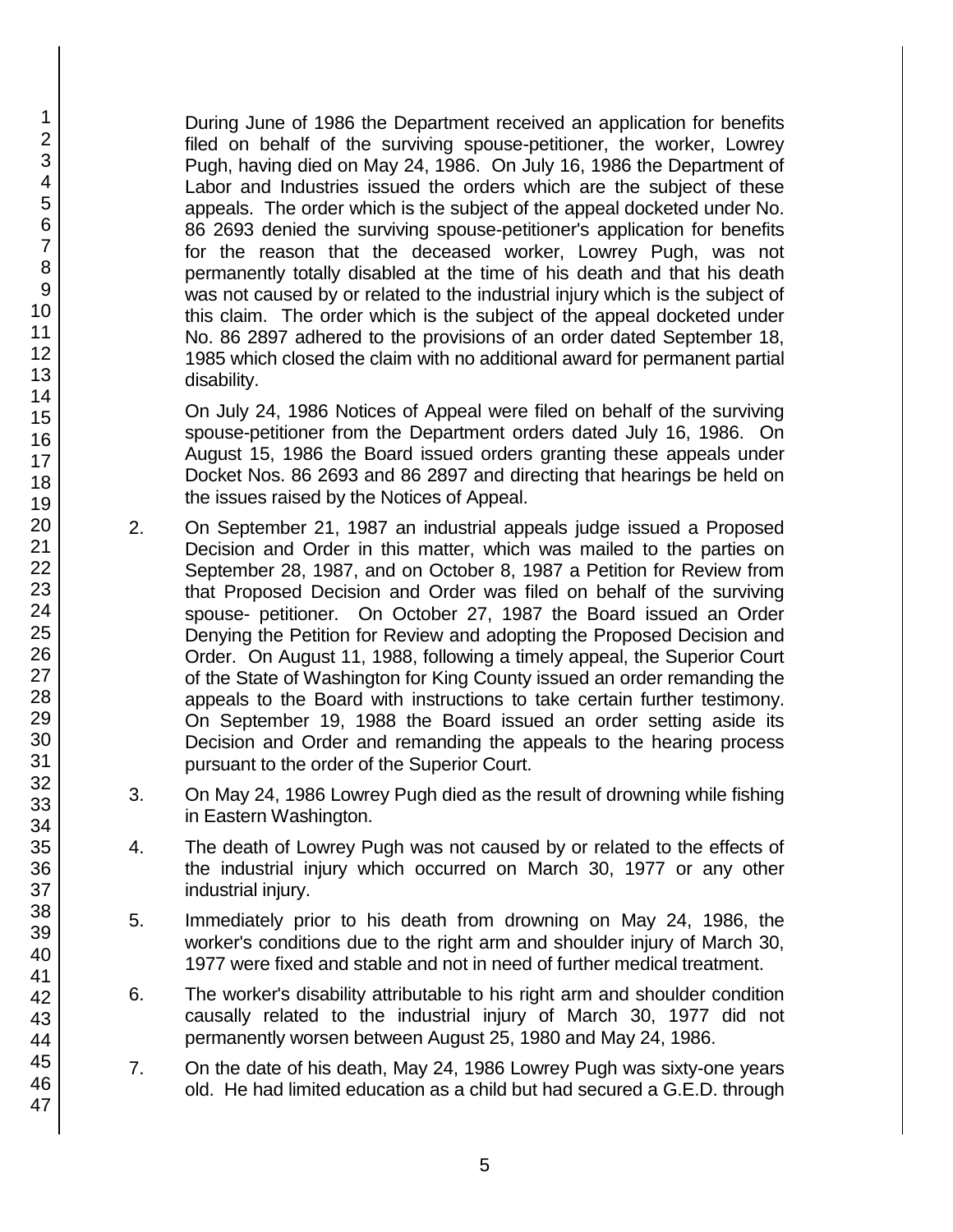During June of 1986 the Department received an application for benefits filed on behalf of the surviving spouse-petitioner, the worker, Lowrey Pugh, having died on May 24, 1986. On July 16, 1986 the Department of Labor and Industries issued the orders which are the subject of these appeals. The order which is the subject of the appeal docketed under No. 86 2693 denied the surviving spouse-petitioner's application for benefits for the reason that the deceased worker, Lowrey Pugh, was not permanently totally disabled at the time of his death and that his death was not caused by or related to the industrial injury which is the subject of this claim. The order which is the subject of the appeal docketed under No. 86 2897 adhered to the provisions of an order dated September 18, 1985 which closed the claim with no additional award for permanent partial disability.

On July 24, 1986 Notices of Appeal were filed on behalf of the surviving spouse-petitioner from the Department orders dated July 16, 1986. On August 15, 1986 the Board issued orders granting these appeals under Docket Nos. 86 2693 and 86 2897 and directing that hearings be held on the issues raised by the Notices of Appeal.

2. On September 21, 1987 an industrial appeals judge issued a Proposed Decision and Order in this matter, which was mailed to the parties on September 28, 1987, and on October 8, 1987 a Petition for Review from that Proposed Decision and Order was filed on behalf of the surviving spouse- petitioner. On October 27, 1987 the Board issued an Order Denying the Petition for Review and adopting the Proposed Decision and Order. On August 11, 1988, following a timely appeal, the Superior Court of the State of Washington for King County issued an order remanding the appeals to the Board with instructions to take certain further testimony. On September 19, 1988 the Board issued an order setting aside its Decision and Order and remanding the appeals to the hearing process pursuant to the order of the Superior Court.

3. On May 24, 1986 Lowrey Pugh died as the result of drowning while fishing in Eastern Washington.

4. The death of Lowrey Pugh was not caused by or related to the effects of the industrial injury which occurred on March 30, 1977 or any other industrial injury.

5. Immediately prior to his death from drowning on May 24, 1986, the worker's conditions due to the right arm and shoulder injury of March 30, 1977 were fixed and stable and not in need of further medical treatment.

6. The worker's disability attributable to his right arm and shoulder condition causally related to the industrial injury of March 30, 1977 did not permanently worsen between August 25, 1980 and May 24, 1986.

7. On the date of his death, May 24, 1986 Lowrey Pugh was sixty-one years old. He had limited education as a child but had secured a G.E.D. through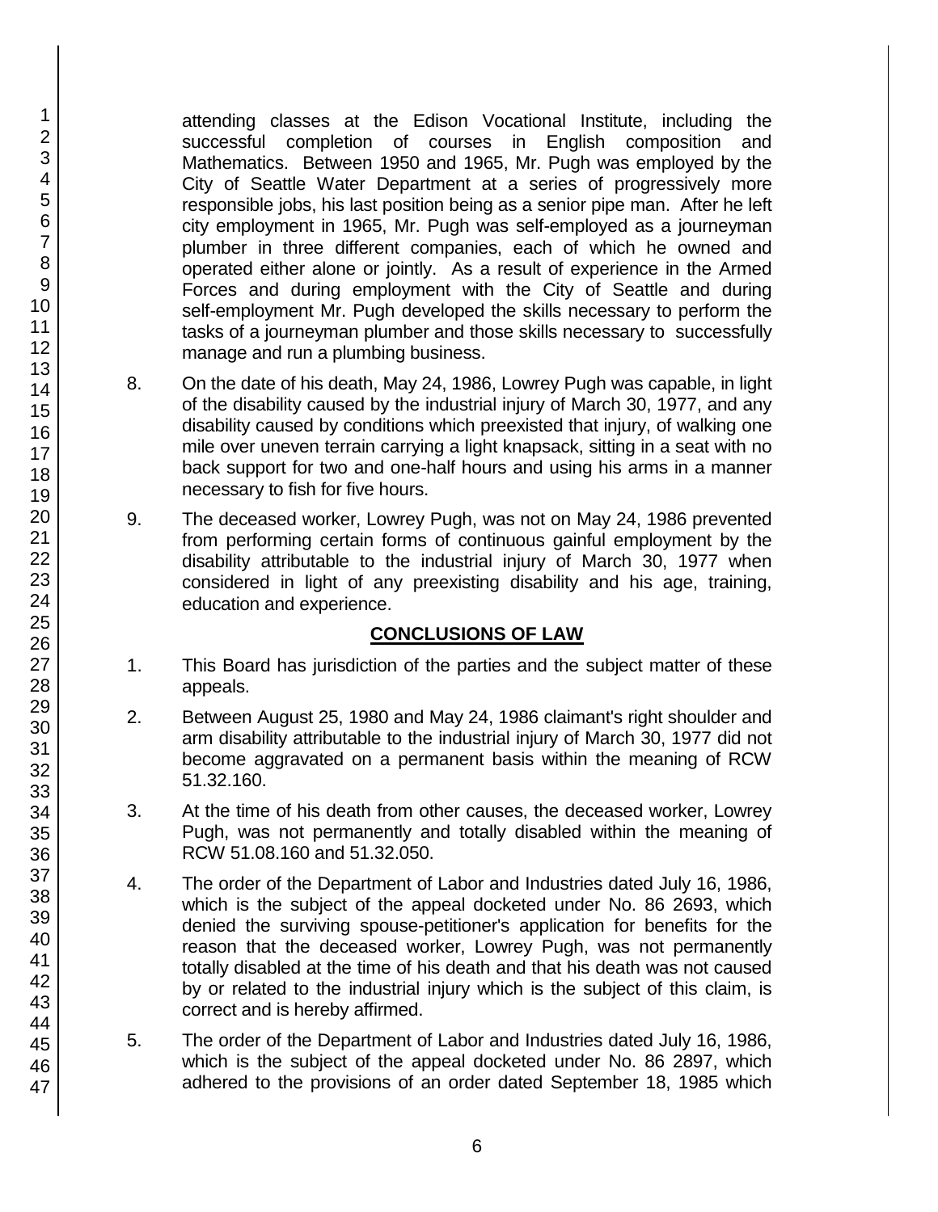attending classes at the Edison Vocational Institute, including the successful completion of courses in English composition and Mathematics. Between 1950 and 1965, Mr. Pugh was employed by the City of Seattle Water Department at a series of progressively more responsible jobs, his last position being as a senior pipe man. After he left city employment in 1965, Mr. Pugh was self-employed as a journeyman plumber in three different companies, each of which he owned and operated either alone or jointly. As a result of experience in the Armed Forces and during employment with the City of Seattle and during self-employment Mr. Pugh developed the skills necessary to perform the tasks of a journeyman plumber and those skills necessary to successfully manage and run a plumbing business.

8. On the date of his death, May 24, 1986, Lowrey Pugh was capable, in light of the disability caused by the industrial injury of March 30, 1977, and any disability caused by conditions which preexisted that injury, of walking one mile over uneven terrain carrying a light knapsack, sitting in a seat with no back support for two and one-half hours and using his arms in a manner necessary to fish for five hours.

9. The deceased worker, Lowrey Pugh, was not on May 24, 1986 prevented from performing certain forms of continuous gainful employment by the disability attributable to the industrial injury of March 30, 1977 when considered in light of any preexisting disability and his age, training, education and experience.

## CONCLUSIONS OF LAW

1. This Board has jurisdiction of the parties and the subject matter of these appeals.

2. Between August 25, 1980 and May 24, 1986 claimant's right shoulder and arm disability attributable to the industrial injury of March 30, 1977 did not become aggravated on a permanent basis within the meaning of RCW 51.32.160.

3. At the time of his death from other causes, the deceased worker, Lowrey Pugh, was not permanently and totally disabled within the meaning of RCW 51.08.160 and 51.32.050.

4. The order of the Department of Labor and Industries dated July 16, 1986, which is the subject of the appeal docketed under No. 86 2693, which denied the surviving spouse-petitioner's application for benefits for the reason that the deceased worker, Lowrey Pugh, was not permanently totally disabled at the time of his death and that his death was not caused by or related to the industrial injury which is the subject of this claim, is correct and is hereby affirmed.

5. The order of the Department of Labor and Industries dated July 16, 1986, which is the subject of the appeal docketed under No. 86 2897, which adhered to the provisions of an order dated September 18, 1985 which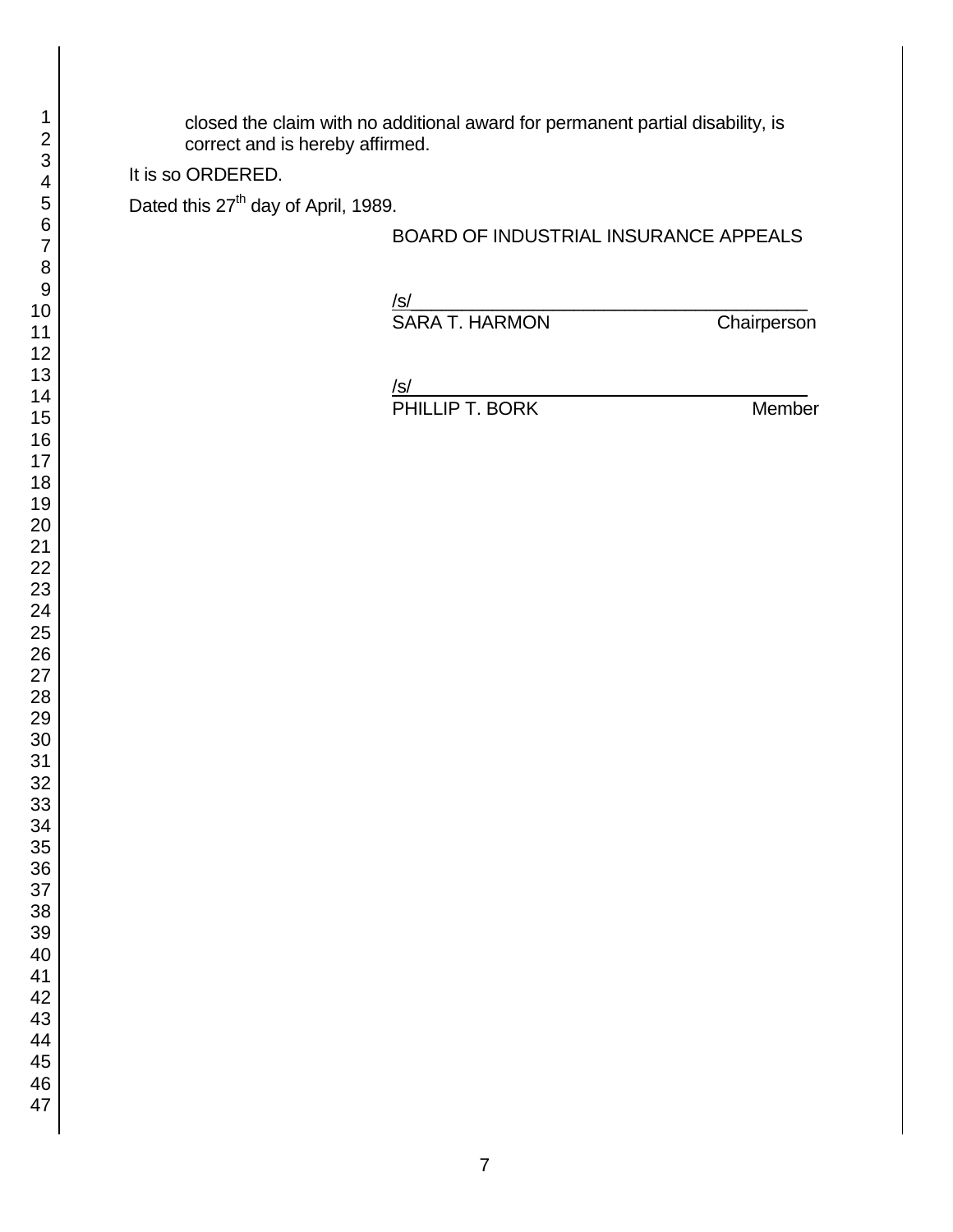closed the claim with no additional award for permanent partial disability, is correct and is hereby affirmed.

It is so ORDERED.

Dated this 27th day of April, 1989.

BOARD OF INDUSTRIAL INSURANCE APPEALS

/s/
SARA T. HARMON Chairperson

/s/
PHILLIP T. BORK Member